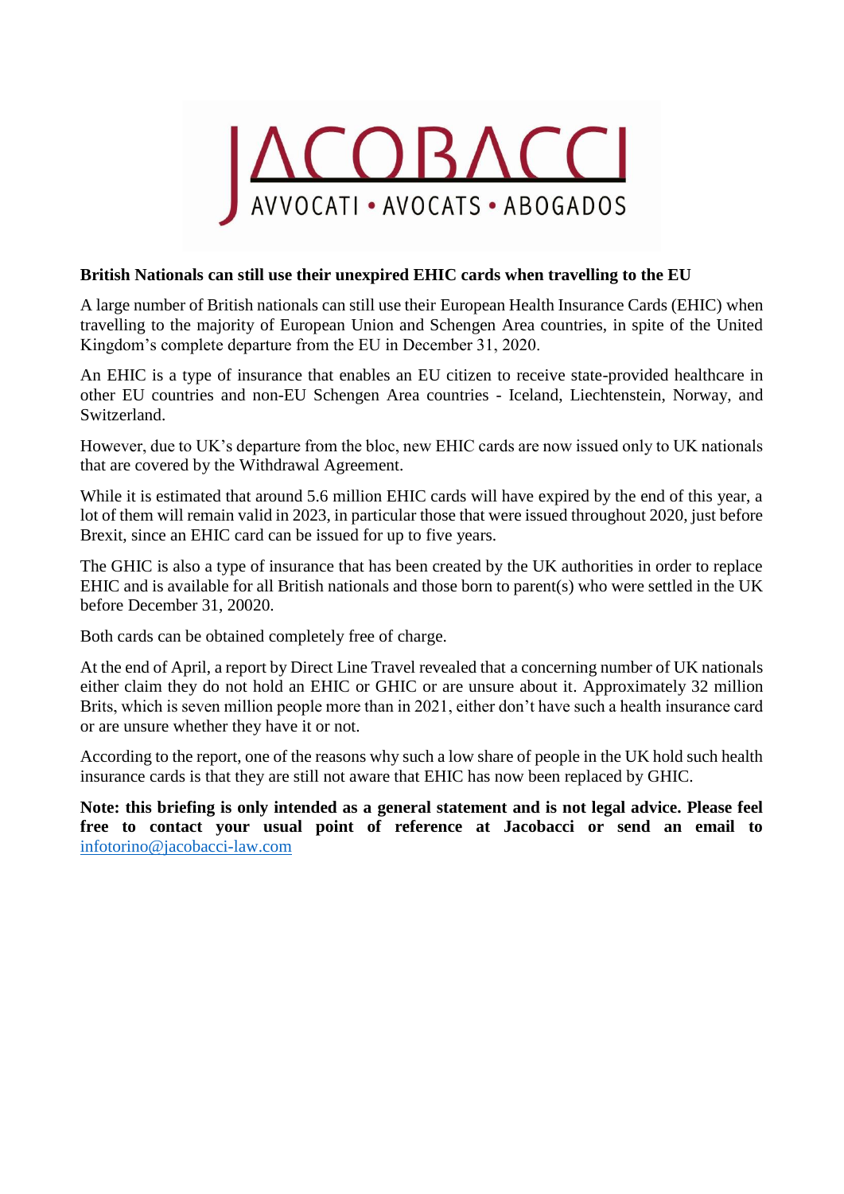JACOBACCI

AVVOCATI • AVOCATS • ABOGADOS

**British Nationals can still use their unexpired EHIC cards when travelling to the EU**

A large number of British nationals can still use their European Health Insurance Cards (EHIC) when travelling to the majority of European Union and Schengen Area countries, in spite of the United Kingdom's complete departure from the EU in December 31, 2020.

An EHIC is a type of insurance that enables an EU citizen to receive state-provided healthcare in other EU countries and non-EU Schengen Area countries - Iceland, Liechtenstein, Norway, and Switzerland.

However, due to UK's departure from the bloc, new EHIC cards are now issued only to UK nationals that are covered by the Withdrawal Agreement.

While it is estimated that around 5.6 million EHIC cards will have expired by the end of this year, a lot of them will remain valid in 2023, in particular those that were issued throughout 2020, just before Brexit, since an EHIC card can be issued for up to five years.

The GHIC is also a type of insurance that has been created by the UK authorities in order to replace EHIC and is available for all British nationals and those born to parent(s) who were settled in the UK before December 31, 20020.

Both cards can be obtained completely free of charge.

At the end of April, a report by Direct Line Travel revealed that a concerning number of UK nationals either claim they do not hold an EHIC or GHIC or are unsure about it. Approximately 32 million Brits, which is seven million people more than in 2021, either don't have such a health insurance card or are unsure whether they have it or not.

According to the report, one of the reasons why such a low share of people in the UK hold such health insurance cards is that they are still not aware that EHIC has now been replaced by GHIC.

**Note: this briefing is only intended as a general statement and is not legal advice. Please feel free to contact your usual point of reference at Jacobacci or send an email to** infotorino@jacobacci-law.com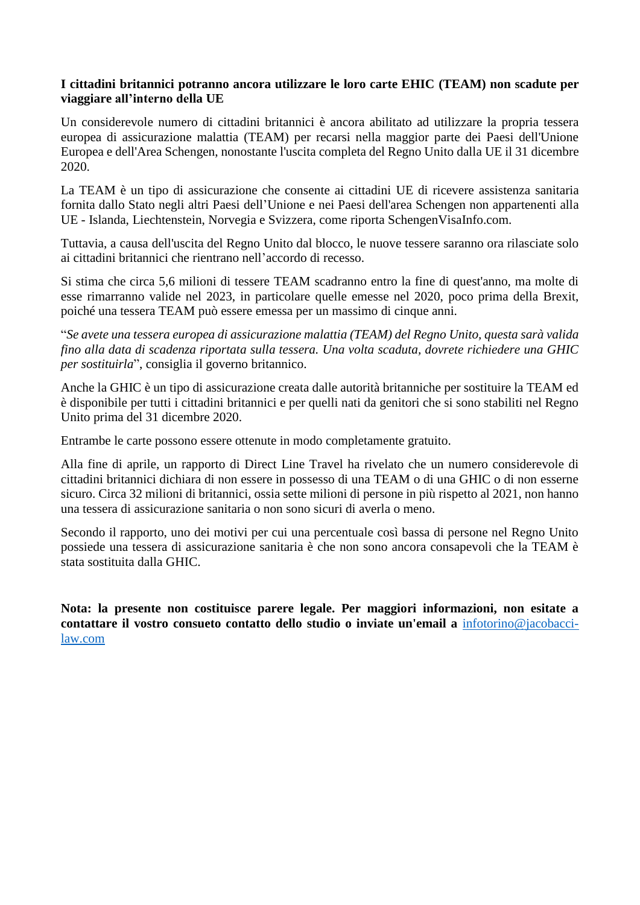**I cittadini britannici potranno ancora utilizzare le loro carte EHIC (TEAM) non scadute per viaggiare all'interno della UE**

Un considerevole numero di cittadini britannici è ancora abilitato ad utilizzare la propria tessera europea di assicurazione malattia (TEAM) per recarsi nella maggior parte dei Paesi dell'Unione Europea e dell'Area Schengen, nonostante l'uscita completa del Regno Unito dalla UE il 31 dicembre 2020.

La TEAM è un tipo di assicurazione che consente ai cittadini UE di ricevere assistenza sanitaria fornita dallo Stato negli altri Paesi dell'Unione e nei Paesi dell'area Schengen non appartenenti alla UE - Islanda, Liechtenstein, Norvegia e Svizzera, come riporta SchengenVisaInfo.com.

Tuttavia, a causa dell'uscita del Regno Unito dal blocco, le nuove tessere saranno ora rilasciate solo ai cittadini britannici che rientrano nell'accordo di recesso.

Si stima che circa 5,6 milioni di tessere TEAM scadranno entro la fine di quest'anno, ma molte di esse rimarranno valide nel 2023, in particolare quelle emesse nel 2020, poco prima della Brexit, poiché una tessera TEAM può essere emessa per un massimo di cinque anni.

"*Se avete una tessera europea di assicurazione malattia (TEAM) del Regno Unito, questa sarà valida fino alla data di scadenza riportata sulla tessera. Una volta scaduta, dovrete richiedere una GHIC per sostituirla*", consiglia il governo britannico.

Anche la GHIC è un tipo di assicurazione creata dalle autorità britanniche per sostituire la TEAM ed è disponibile per tutti i cittadini britannici e per quelli nati da genitori che si sono stabiliti nel Regno Unito prima del 31 dicembre 2020.

Entrambe le carte possono essere ottenute in modo completamente gratuito.

Alla fine di aprile, un rapporto di Direct Line Travel ha rivelato che un numero considerevole di cittadini britannici dichiara di non essere in possesso di una TEAM o di una GHIC o di non esserne sicuro. Circa 32 milioni di britannici, ossia sette milioni di persone in più rispetto al 2021, non hanno una tessera di assicurazione sanitaria o non sono sicuri di averla o meno.

Secondo il rapporto, uno dei motivi per cui una percentuale così bassa di persone nel Regno Unito possiede una tessera di assicurazione sanitaria è che non sono ancora consapevoli che la TEAM è stata sostituita dalla GHIC.

**Nota: la presente non costituisce parere legale. Per maggiori informazioni, non esitate a contattare il vostro consueto contatto dello studio o inviate un'email a** [infotorino@jacobacci-law.com](mailto:infotorino@jacobacci-law.com)